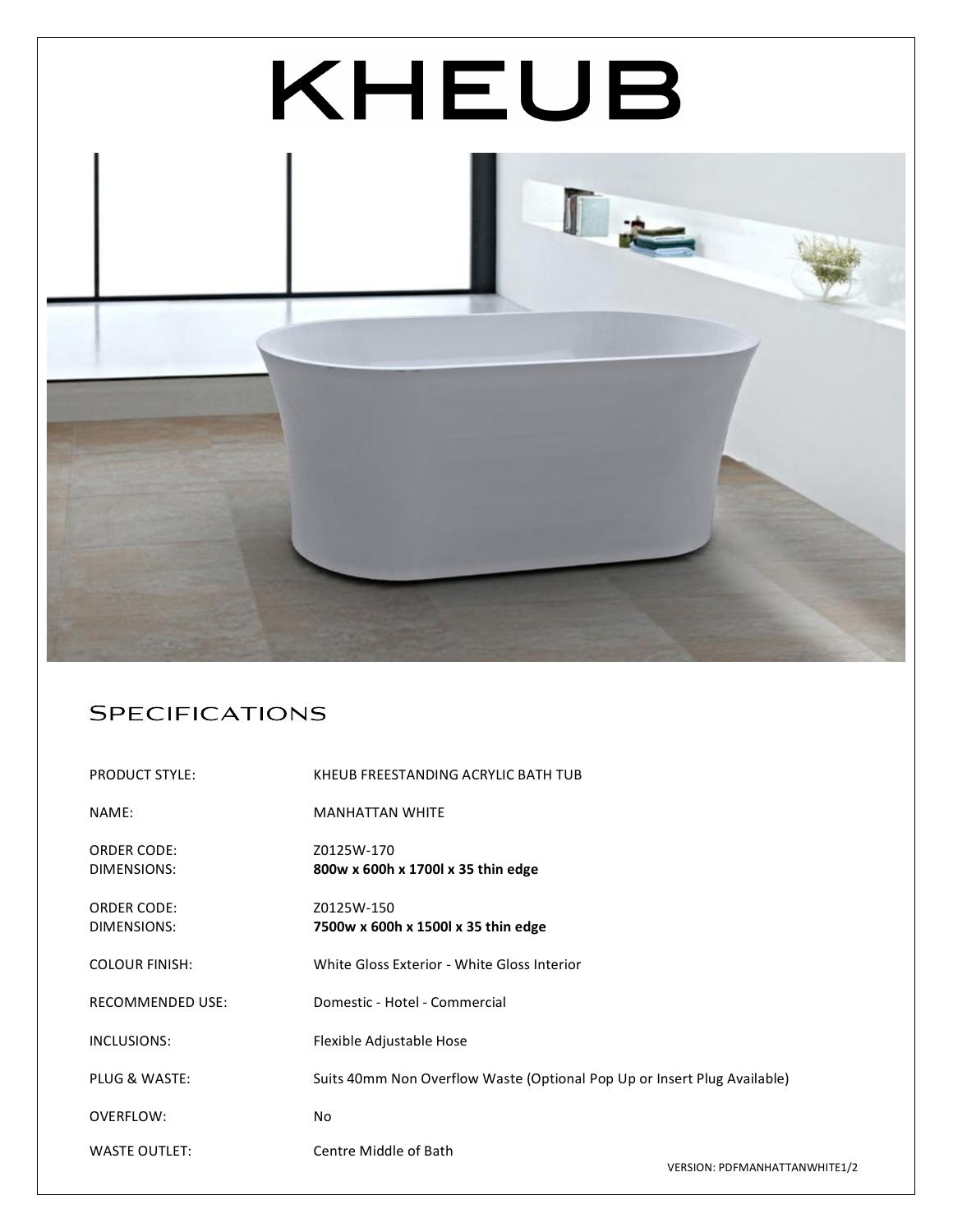# KHEUB

## Specifications

| | |
|---|---|
| PRODUCT STYLE: | KHEUB FREESTANDING ACRYLIC BATH TUB |
| NAME: | MANHATTAN WHITE |
| ORDER CODE: | Z0125W-170 |
| DIMENSIONS: | **800w x 600h x 1700l x 35 thin edge** |
| ORDER CODE: | Z0125W-150 |
| DIMENSIONS: | **7500w x 600h x 1500l x 35 thin edge** |
| COLOUR FINISH: | White Gloss Exterior - White Gloss Interior |
| RECOMMENDED USE: | Domestic - Hotel - Commercial |
| INCLUSIONS: | Flexible Adjustable Hose |
| PLUG & WASTE: | Suits 40mm Non Overflow Waste (Optional Pop Up or Insert Plug Available) |
| OVERFLOW: | No |
| WASTE OUTLET: | Centre Middle of Bath |

VERSION: PDFMANHATTANWHITE1/2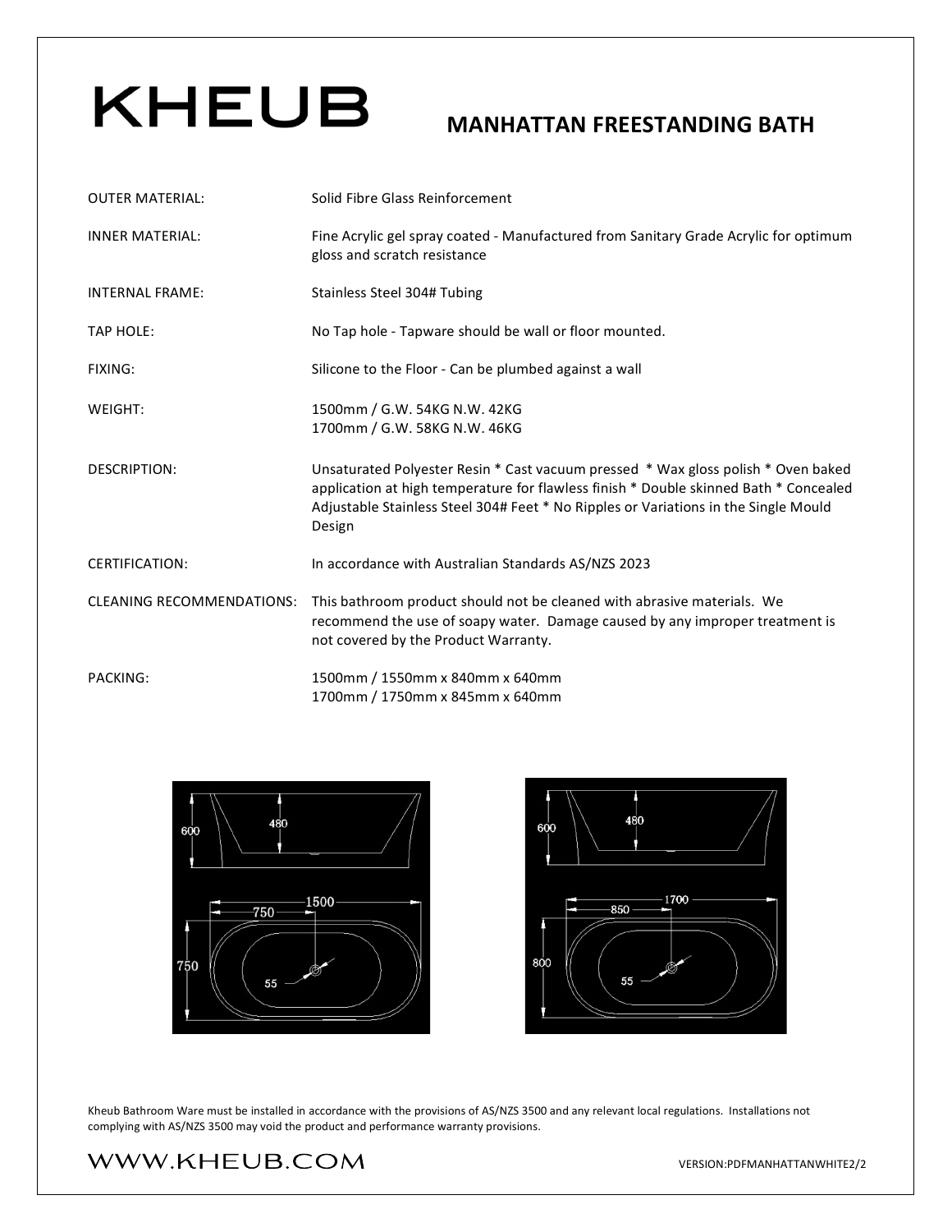# KHEUB

## MANHATTAN FREESTANDING BATH

| | |
|---|---|
| OUTER MATERIAL: | Solid Fibre Glass Reinforcement |
| INNER MATERIAL: | Fine Acrylic gel spray coated - Manufactured from Sanitary Grade Acrylic for optimum gloss and scratch resistance |
| INTERNAL FRAME: | Stainless Steel 304# Tubing |
| TAP HOLE: | No Tap hole - Tapware should be wall or floor mounted. |
| FIXING: | Silicone to the Floor - Can be plumbed against a wall |
| WEIGHT: | 1500mm / G.W. 54KG N.W. 42KG<br>1700mm / G.W. 58KG N.W. 46KG |
| DESCRIPTION: | Unsaturated Polyester Resin * Cast vacuum pressed * Wax gloss polish * Oven baked application at high temperature for flawless finish * Double skinned Bath * Concealed Adjustable Stainless Steel 304# Feet * No Ripples or Variations in the Single Mould Design |
| CERTIFICATION: | In accordance with Australian Standards AS/NZS 2023 |
| CLEANING RECOMMENDATIONS: | This bathroom product should not be cleaned with abrasive materials. We recommend the use of soapy water. Damage caused by any improper treatment is not covered by the Product Warranty. |
| PACKING: | 1500mm / 1550mm x 840mm x 640mm<br>1700mm / 1750mm x 845mm x 640mm |

600
480
1500
750
750
55

600
480
1700
850
800
55

Kheub Bathroom Ware must be installed in accordance with the provisions of AS/NZS 3500 and any relevant local regulations. Installations not complying with AS/NZS 3500 may void the product and performance warranty provisions.

WWW.KHEUB.COM

VERSION:PDFMANHATTANWHITE2/2